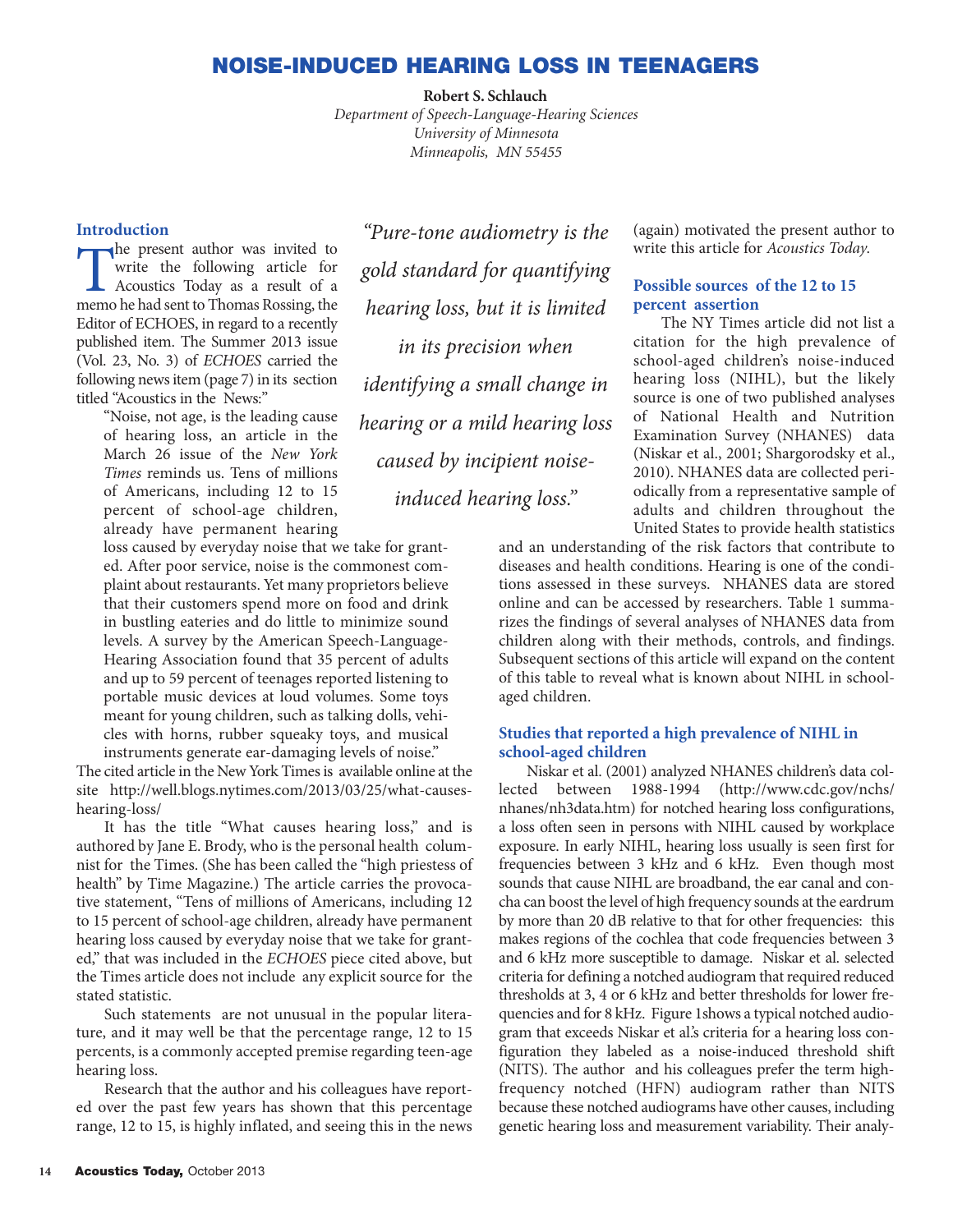# NOISE-INDUCED HEARING LOSS IN TEENAGERS

**Robert S. Schlauch**

*Department of Speech-Language-Hearing Sciences*
*University of Minnesota*
*Minneapolis, MN 55455*

## Introduction

The present author was invited to write the following article for Acoustics Today as a result of a memo he had sent to Thomas Rossing, the Editor of ECHOES, in regard to a recently published item. The Summer 2013 issue (Vol. 23, No. 3) of *ECHOES* carried the following news item (page 7) in its section titled "Acoustics in the News:"

> "Noise, not age, is the leading cause of hearing loss, an article in the March 26 issue of the *New York Times* reminds us. Tens of millions of Americans, including 12 to 15 percent of school-age children, already have permanent hearing loss caused by everyday noise that we take for granted. After poor service, noise is the commonest complaint about restaurants. Yet many proprietors believe that their customers spend more on food and drink in bustling eateries and do little to minimize sound levels. A survey by the American Speech-Language-Hearing Association found that 35 percent of adults and up to 59 percent of teenagers reported listening to portable music devices at loud volumes. Some toys meant for young children, such as talking dolls, vehicles with horns, rubber squeaky toys, and musical instruments generate ear-damaging levels of noise."

The cited article in the New York Times is available online at the site http://well.blogs.nytimes.com/2013/03/25/what-causes-hearing-loss/

It has the title "What causes hearing loss," and is authored by Jane E. Brody, who is the personal health columnist for the Times. (She has been called the "high priestess of health" by Time Magazine.) The article carries the provocative statement, "Tens of millions of Americans, including 12 to 15 percent of school-age children, already have permanent hearing loss caused by everyday noise that we take for granted," that was included in the *ECHOES* piece cited above, but the Times article does not include any explicit source for the stated statistic.

Such statements are not unusual in the popular literature, and it may well be that the percentage range, 12 to 15 percents, is a commonly accepted premise regarding teen-age hearing loss.

Research that the author and his colleagues have reported over the past few years has shown that this percentage range, 12 to 15, is highly inflated, and seeing this in the news (again) motivated the present author to write this article for *Acoustics Today*.

> *"Pure-tone audiometry is the gold standard for quantifying hearing loss, but it is limited in its precision when identifying a small change in hearing or a mild hearing loss caused by incipient noise-induced hearing loss."*

## Possible sources of the 12 to 15 percent assertion

The NY Times article did not list a citation for the high prevalence of school-aged children's noise-induced hearing loss (NIHL), but the likely source is one of two published analyses of National Health and Nutrition Examination Survey (NHANES) data (Niskar et al., 2001; Shargorodsky et al., 2010). NHANES data are collected periodically from a representative sample of adults and children throughout the United States to provide health statistics and an understanding of the risk factors that contribute to diseases and health conditions. Hearing is one of the conditions assessed in these surveys. NHANES data are stored online and can be accessed by researchers. Table 1 summarizes the findings of several analyses of NHANES data from children along with their methods, controls, and findings. Subsequent sections of this article will expand on the content of this table to reveal what is known about NIHL in school-aged children.

## Studies that reported a high prevalence of NIHL in school-aged children

Niskar et al. (2001) analyzed NHANES children's data collected between 1988-1994 (http://www.cdc.gov/nchs/nhanes/nh3data.htm) for notched hearing loss configurations, a loss often seen in persons with NIHL caused by workplace exposure. In early NIHL, hearing loss usually is seen first for frequencies between 3 kHz and 6 kHz. Even though most sounds that cause NIHL are broadband, the ear canal and concha can boost the level of high frequency sounds at the eardrum by more than 20 dB relative to that for other frequencies: this makes regions of the cochlea that code frequencies between 3 and 6 kHz more susceptible to damage. Niskar et al. selected criteria for defining a notched audiogram that required reduced thresholds at 3, 4 or 6 kHz and better thresholds for lower frequencies and for 8 kHz. Figure 1shows a typical notched audiogram that exceeds Niskar et al.'s criteria for a hearing loss configuration they labeled as a noise-induced threshold shift (NITS). The author and his colleagues prefer the term high-frequency notched (HFN) audiogram rather than NITS because these notched audiograms have other causes, including genetic hearing loss and measurement variability. Their analy-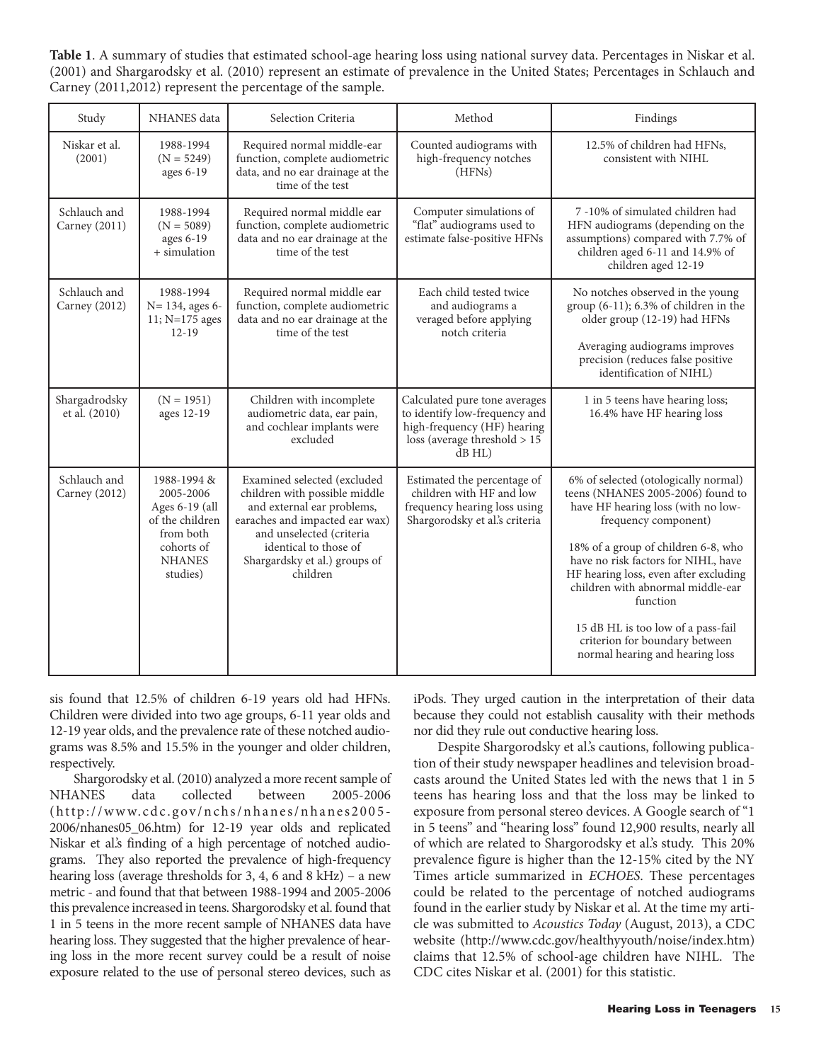**Table 1**. A summary of studies that estimated school-age hearing loss using national survey data. Percentages in Niskar et al. (2001) and Shargarodsky et al. (2010) represent an estimate of prevalence in the United States; Percentages in Schlauch and Carney (2011,2012) represent the percentage of the sample.

| Study | NHANES data | Selection Criteria | Method | Findings |
|---|---|---|---|---|
| Niskar et al. (2001) | 1988-1994 (N = 5249) ages 6-19 | Required normal middle-ear function, complete audiometric data, and no ear drainage at the time of the test | Counted audiograms with high-frequency notches (HFNs) | 12.5% of children had HFNs, consistent with NIHL |
| Schlauch and Carney (2011) | 1988-1994 (N = 5089) ages 6-19 + simulation | Required normal middle ear function, complete audiometric data and no ear drainage at the time of the test | Computer simulations of "flat" audiograms used to estimate false-positive HFNs | 7 -10% of simulated children had HFN audiograms (depending on the assumptions) compared with 7.7% of children aged 6-11 and 14.9% of children aged 12-19 |
| Schlauch and Carney (2012) | 1988-1994 N= 134, ages 6-11; N=175 ages 12-19 | Required normal middle ear function, complete audiometric data and no ear drainage at the time of the test | Each child tested twice and audiograms a veraged before applying notch criteria | No notches observed in the young group (6-11); 6.3% of children in the older group (12-19) had HFNs<br><br>Averaging audiograms improves precision (reduces false positive identification of NIHL) |
| Shargadrodsky et al. (2010) | (N = 1951) ages 12-19 | Children with incomplete audiometric data, ear pain, and cochlear implants were excluded | Calculated pure tone averages to identify low-frequency and high-frequency (HF) hearing loss (average threshold > 15 dB HL) | 1 in 5 teens have hearing loss; 16.4% have HF hearing loss |
| Schlauch and Carney (2012) | 1988-1994 & 2005-2006 Ages 6-19 (all of the children from both cohorts of NHANES studies) | Examined selected (excluded children with possible middle and external ear problems, earaches and impacted ear wax) and unselected (criteria identical to those of Shargardsky et al.) groups of children | Estimated the percentage of children with HF and low frequency hearing loss using Shargorodsky et al.'s criteria | 6% of selected (otologically normal) teens (NHANES 2005-2006) found to have HF hearing loss (with no low-frequency component)<br><br>18% of a group of children 6-8, who have no risk factors for NIHL, have HF hearing loss, even after excluding children with abnormal middle-ear function<br><br>15 dB HL is too low of a pass-fail criterion for boundary between normal hearing and hearing loss |

sis found that 12.5% of children 6-19 years old had HFNs. Children were divided into two age groups, 6-11 year olds and 12-19 year olds, and the prevalence rate of these notched audiograms was 8.5% and 15.5% in the younger and older children, respectively.

Shargorodsky et al. (2010) analyzed a more recent sample of NHANES data collected between 2005-2006 (http://www.cdc.gov/nchs/nhanes/nhanes2005-2006/nhanes05_06.htm) for 12-19 year olds and replicated Niskar et al.'s finding of a high percentage of notched audiograms. They also reported the prevalence of high-frequency hearing loss (average thresholds for 3, 4, 6 and 8 kHz) – a new metric - and found that that between 1988-1994 and 2005-2006 this prevalence increased in teens. Shargorodsky et al. found that 1 in 5 teens in the more recent sample of NHANES data have hearing loss. They suggested that the higher prevalence of hearing loss in the more recent survey could be a result of noise exposure related to the use of personal stereo devices, such as iPods. They urged caution in the interpretation of their data because they could not establish causality with their methods nor did they rule out conductive hearing loss.

Despite Shargorodsky et al.'s cautions, following publication of their study newspaper headlines and television broadcasts around the United States led with the news that 1 in 5 teens has hearing loss and that the loss may be linked to exposure from personal stereo devices. A Google search of "1 in 5 teens" and "hearing loss" found 12,900 results, nearly all of which are related to Shargorodsky et al.'s study. This 20% prevalence figure is higher than the 12-15% cited by the NY Times article summarized in *ECHOES*. These percentages could be related to the percentage of notched audiograms found in the earlier study by Niskar et al. At the time my article was submitted to *Acoustics Today* (August, 2013), a CDC website (http://www.cdc.gov/healthyyouth/noise/index.htm) claims that 12.5% of school-age children have NIHL. The CDC cites Niskar et al. (2001) for this statistic.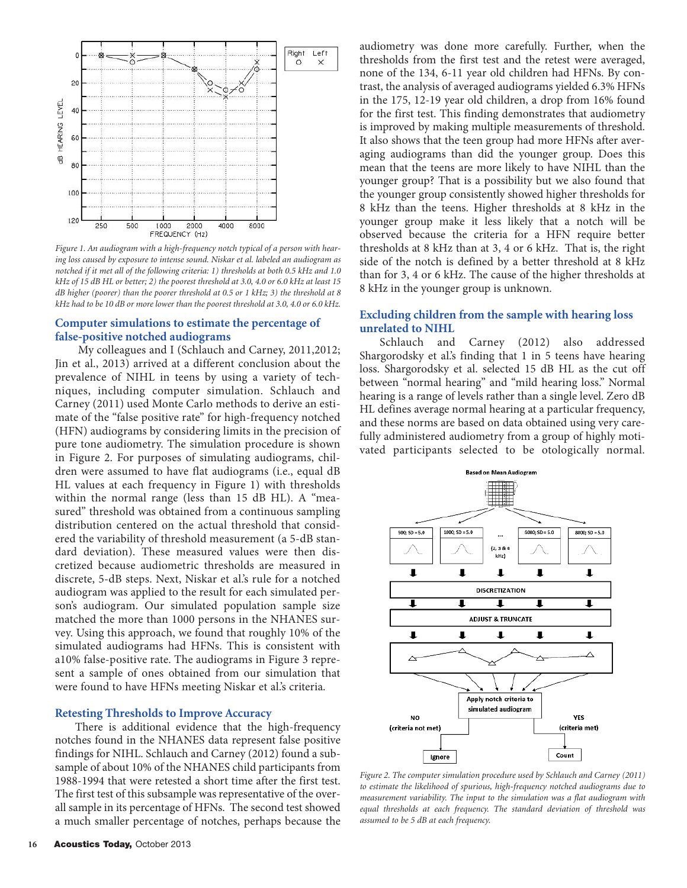*Figure 1. An audiogram with a high-frequency notch typical of a person with hearing loss caused by exposure to intense sound. Niskar et al. labeled an audiogram as notched if it met all of the following criteria: 1) thresholds at both 0.5 kHz and 1.0 kHz of 15 dB HL or better; 2) the poorest threshold at 3.0, 4.0 or 6.0 kHz at least 15 dB higher (poorer) than the poorer threshold at 0.5 or 1 kHz; 3) the threshold at 8 kHz had to be 10 dB or more lower than the poorest threshold at 3.0, 4.0 or 6.0 kHz.*

## Computer simulations to estimate the percentage of false-positive notched audiograms

My colleagues and I (Schlauch and Carney, 2011,2012; Jin et al., 2013) arrived at a different conclusion about the prevalence of NIHL in teens by using a variety of techniques, including computer simulation. Schlauch and Carney (2011) used Monte Carlo methods to derive an estimate of the "false positive rate" for high-frequency notched (HFN) audiograms by considering limits in the precision of pure tone audiometry. The simulation procedure is shown in Figure 2. For purposes of simulating audiograms, children were assumed to have flat audiograms (i.e., equal dB HL values at each frequency in Figure 1) with thresholds within the normal range (less than 15 dB HL). A "measured" threshold was obtained from a continuous sampling distribution centered on the actual threshold that considered the variability of threshold measurement (a 5-dB standard deviation). These measured values were then discretized because audiometric thresholds are measured in discrete, 5-dB steps. Next, Niskar et al.'s rule for a notched audiogram was applied to the result for each simulated person's audiogram. Our simulated population sample size matched the more than 1000 persons in the NHANES survey. Using this approach, we found that roughly 10% of the simulated audiograms had HFNs. This is consistent with a10% false-positive rate. The audiograms in Figure 3 represent a sample of ones obtained from our simulation that were found to have HFNs meeting Niskar et al.'s criteria.

## Retesting Thresholds to Improve Accuracy

There is additional evidence that the high-frequency notches found in the NHANES data represent false positive findings for NIHL. Schlauch and Carney (2012) found a subsample of about 10% of the NHANES child participants from 1988-1994 that were retested a short time after the first test. The first test of this subsample was representative of the overall sample in its percentage of HFNs. The second test showed a much smaller percentage of notches, perhaps because the audiometry was done more carefully. Further, when the thresholds from the first test and the retest were averaged, none of the 134, 6-11 year old children had HFNs. By contrast, the analysis of averaged audiograms yielded 6.3% HFNs in the 175, 12-19 year old children, a drop from 16% found for the first test. This finding demonstrates that audiometry is improved by making multiple measurements of threshold. It also shows that the teen group had more HFNs after averaging audiograms than did the younger group. Does this mean that the teens are more likely to have NIHL than the younger group? That is a possibility but we also found that the younger group consistently showed higher thresholds for 8 kHz than the teens. Higher thresholds at 8 kHz in the younger group make it less likely that a notch will be observed because the criteria for a HFN require better thresholds at 8 kHz than at 3, 4 or 6 kHz. That is, the right side of the notch is defined by a better threshold at 8 kHz than for 3, 4 or 6 kHz. The cause of the higher thresholds at 8 kHz in the younger group is unknown.

## Excluding children from the sample with hearing loss unrelated to NIHL

Schlauch and Carney (2012) also addressed Shargorodsky et al.'s finding that 1 in 5 teens have hearing loss. Shargorodsky et al. selected 15 dB HL as the cut off between "normal hearing" and "mild hearing loss." Normal hearing is a range of levels rather than a single level. Zero dB HL defines average normal hearing at a particular frequency, and these norms are based on data obtained using very carefully administered audiometry from a group of highly motivated participants selected to be otologically normal.

*Figure 2. The computer simulation procedure used by Schlauch and Carney (2011) to estimate the likelihood of spurious, high-frequency notched audiograms due to measurement variability. The input to the simulation was a flat audiogram with equal thresholds at each frequency. The standard deviation of threshold was assumed to be 5 dB at each frequency.*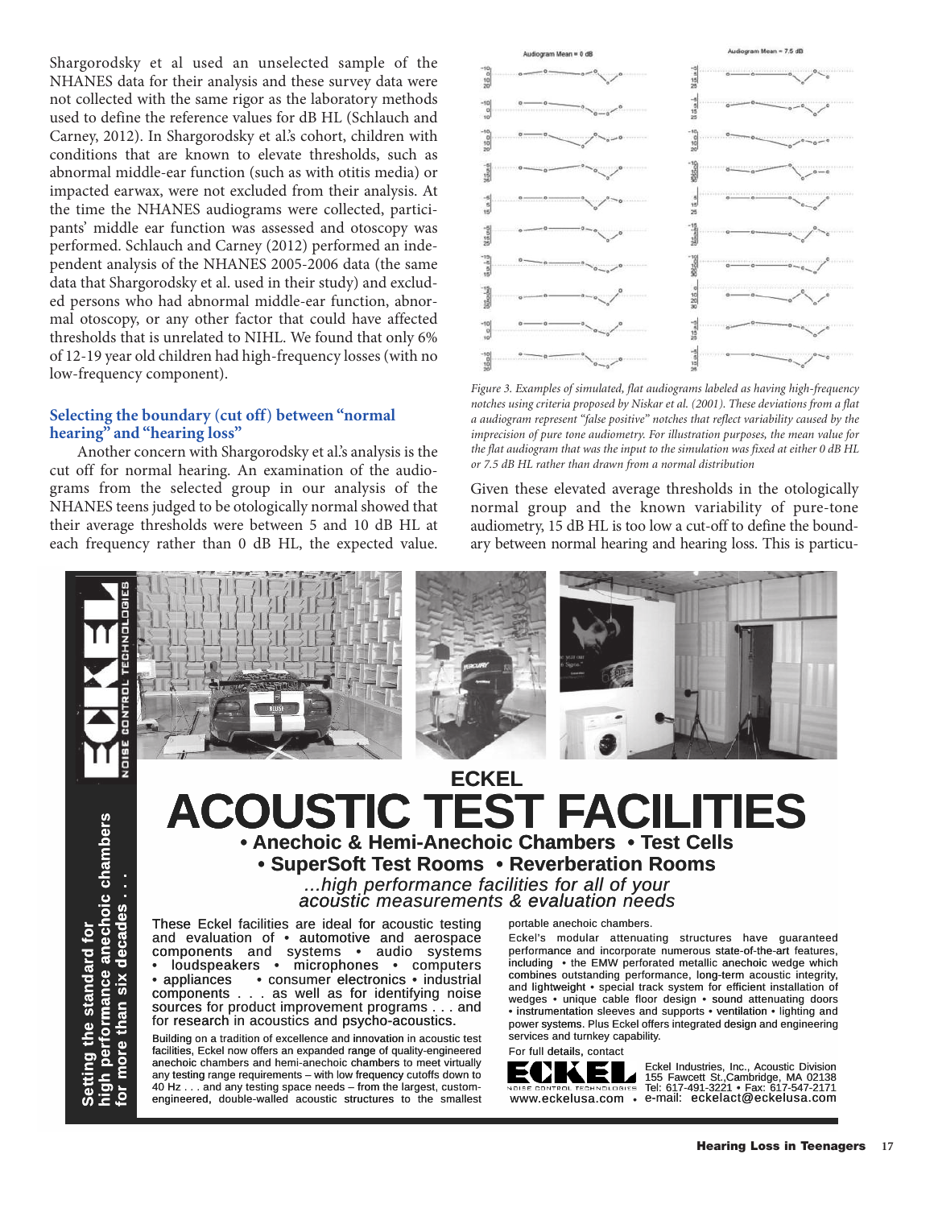Shargorodsky et al used an unselected sample of the NHANES data for their analysis and these survey data were not collected with the same rigor as the laboratory methods used to define the reference values for dB HL (Schlauch and Carney, 2012). In Shargorodsky et al.'s cohort, children with conditions that are known to elevate thresholds, such as abnormal middle-ear function (such as with otitis media) or impacted earwax, were not excluded from their analysis. At the time the NHANES audiograms were collected, participants' middle ear function was assessed and otoscopy was performed. Schlauch and Carney (2012) performed an independent analysis of the NHANES 2005-2006 data (the same data that Shargorodsky et al. used in their study) and excluded persons who had abnormal middle-ear function, abnormal otoscopy, or any other factor that could have affected thresholds that is unrelated to NIHL. We found that only 6% of 12-19 year old children had high-frequency losses (with no low-frequency component).

### Selecting the boundary (cut off) between "normal hearing" and "hearing loss"

Another concern with Shargorodsky et al.'s analysis is the cut off for normal hearing. An examination of the audiograms from the selected group in our analysis of the NHANES teens judged to be otologically normal showed that their average thresholds were between 5 and 10 dB HL at each frequency rather than 0 dB HL, the expected value.

*Figure 3. Examples of simulated, flat audiograms labeled as having high-frequency notches using criteria proposed by Niskar et al. (2001). These deviations from a flat a audiogram represent "false positive" notches that reflect variability caused by the imprecision of pure tone audiometry. For illustration purposes, the mean value for the flat audiogram that was the input to the simulation was fixed at either 0 dB HL or 7.5 dB HL rather than drawn from a normal distribution*

Given these elevated average thresholds in the otologically normal group and the known variability of pure-tone audiometry, 15 dB HL is too low a cut-off to define the boundary between normal hearing and hearing loss. This is particu-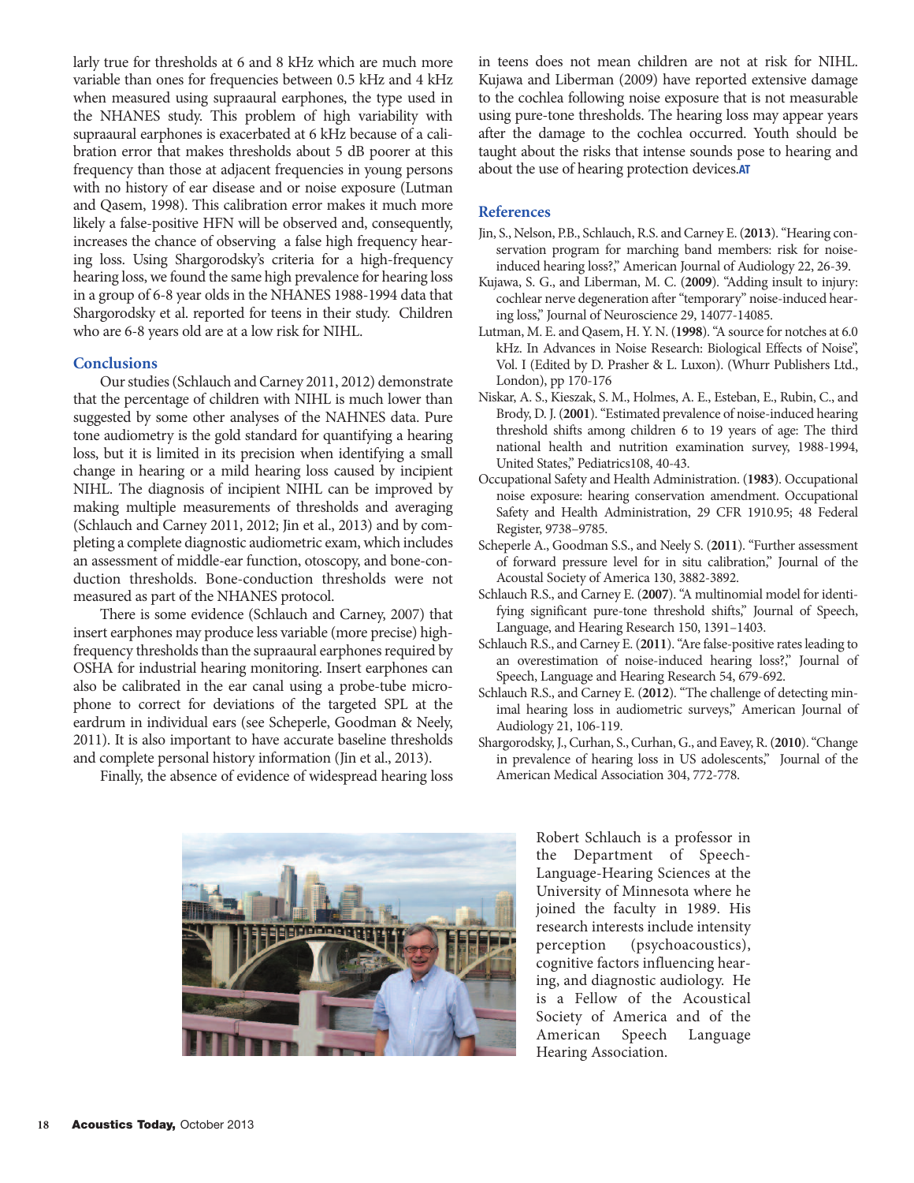larly true for thresholds at 6 and 8 kHz which are much more variable than ones for frequencies between 0.5 kHz and 4 kHz when measured using supraaural earphones, the type used in the NHANES study. This problem of high variability with supraaural earphones is exacerbated at 6 kHz because of a calibration error that makes thresholds about 5 dB poorer at this frequency than those at adjacent frequencies in young persons with no history of ear disease and or noise exposure (Lutman and Qasem, 1998). This calibration error makes it much more likely a false-positive HFN will be observed and, consequently, increases the chance of observing a false high frequency hearing loss. Using Shargorodsky's criteria for a high-frequency hearing loss, we found the same high prevalence for hearing loss in a group of 6-8 year olds in the NHANES 1988-1994 data that Shargorodsky et al. reported for teens in their study. Children who are 6-8 years old are at a low risk for NIHL.

## Conclusions

Our studies (Schlauch and Carney 2011, 2012) demonstrate that the percentage of children with NIHL is much lower than suggested by some other analyses of the NAHNES data. Pure tone audiometry is the gold standard for quantifying a hearing loss, but it is limited in its precision when identifying a small change in hearing or a mild hearing loss caused by incipient NIHL. The diagnosis of incipient NIHL can be improved by making multiple measurements of thresholds and averaging (Schlauch and Carney 2011, 2012; Jin et al., 2013) and by completing a complete diagnostic audiometric exam, which includes an assessment of middle-ear function, otoscopy, and bone-conduction thresholds. Bone-conduction thresholds were not measured as part of the NHANES protocol.

There is some evidence (Schlauch and Carney, 2007) that insert earphones may produce less variable (more precise) high-frequency thresholds than the supraaural earphones required by OSHA for industrial hearing monitoring. Insert earphones can also be calibrated in the ear canal using a probe-tube microphone to correct for deviations of the targeted SPL at the eardrum in individual ears (see Scheperle, Goodman & Neely, 2011). It is also important to have accurate baseline thresholds and complete personal history information (Jin et al., 2013).

Finally, the absence of evidence of widespread hearing loss in teens does not mean children are not at risk for NIHL. Kujawa and Liberman (2009) have reported extensive damage to the cochlea following noise exposure that is not measurable using pure-tone thresholds. The hearing loss may appear years after the damage to the cochlea occurred. Youth should be taught about the risks that intense sounds pose to hearing and about the use of hearing protection devices.**AT**

## References

Jin, S., Nelson, P.B., Schlauch, R.S. and Carney E. (**2013**). "Hearing conservation program for marching band members: risk for noise-induced hearing loss?," American Journal of Audiology 22, 26-39.

Kujawa, S. G., and Liberman, M. C. (**2009**). "Adding insult to injury: cochlear nerve degeneration after "temporary" noise-induced hearing loss," Journal of Neuroscience 29, 14077-14085.

Lutman, M. E. and Qasem, H. Y. N. (**1998**). "A source for notches at 6.0 kHz. In Advances in Noise Research: Biological Effects of Noise", Vol. I (Edited by D. Prasher & L. Luxon). (Whurr Publishers Ltd., London), pp 170-176

Niskar, A. S., Kieszak, S. M., Holmes, A. E., Esteban, E., Rubin, C., and Brody, D. J. (**2001**). "Estimated prevalence of noise-induced hearing threshold shifts among children 6 to 19 years of age: The third national health and nutrition examination survey, 1988-1994, United States," Pediatrics108, 40-43.

Occupational Safety and Health Administration. (**1983**). Occupational noise exposure: hearing conservation amendment. Occupational Safety and Health Administration, 29 CFR 1910.95; 48 Federal Register, 9738–9785.

Scheperle A., Goodman S.S., and Neely S. (**2011**). "Further assessment of forward pressure level for in situ calibration," Journal of the Acoustal Society of America 130, 3882-3892.

Schlauch R.S., and Carney E. (**2007**). "A multinomial model for identifying significant pure-tone threshold shifts," Journal of Speech, Language, and Hearing Research 150, 1391–1403.

Schlauch R.S., and Carney E. (**2011**). "Are false-positive rates leading to an overestimation of noise-induced hearing loss?," Journal of Speech, Language and Hearing Research 54, 679-692.

Schlauch R.S., and Carney E. (**2012**). "The challenge of detecting minimal hearing loss in audiometric surveys," American Journal of Audiology 21, 106-119.

Shargorodsky, J., Curhan, S., Curhan, G., and Eavey, R. (**2010**). "Change in prevalence of hearing loss in US adolescents," Journal of the American Medical Association 304, 772-778.

Robert Schlauch is a professor in the Department of Speech-Language-Hearing Sciences at the University of Minnesota where he joined the faculty in 1989. His research interests include intensity perception (psychoacoustics), cognitive factors influencing hearing, and diagnostic audiology. He is a Fellow of the Acoustical Society of America and of the American Speech Language Hearing Association.